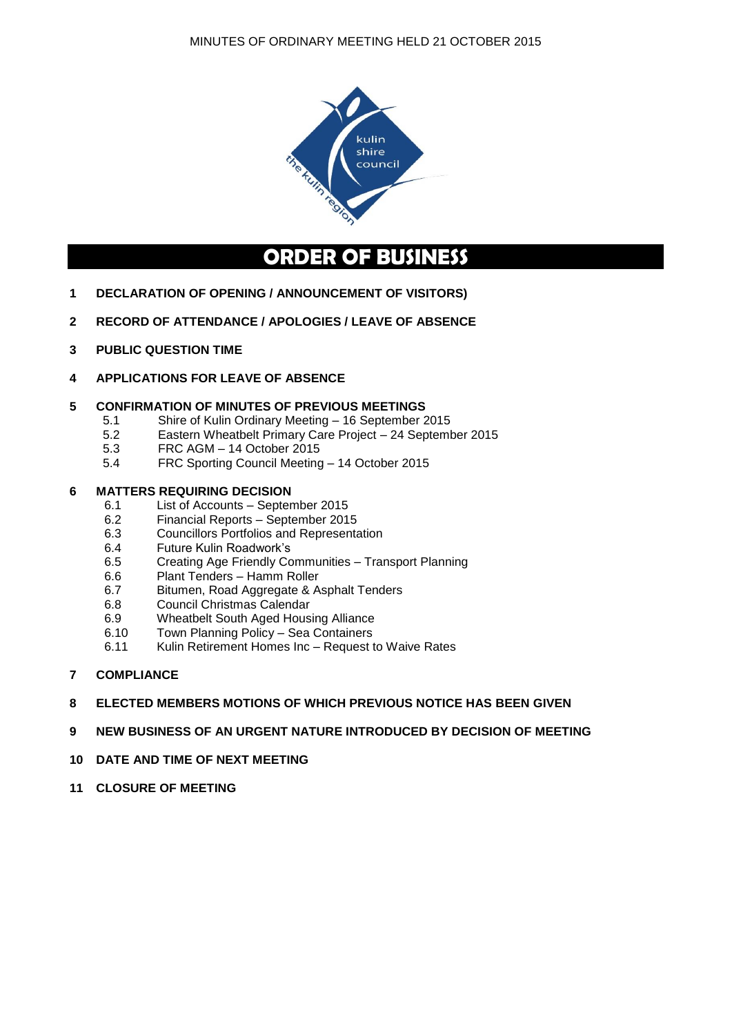MINUTES OF ORDINARY MEETING HELD 21 OCTOBER 2015

# ORDER OF BUSINESS

**1 DECLARATION OF OPENING / ANNOUNCEMENT OF VISITORS)**

**2 RECORD OF ATTENDANCE / APOLOGIES / LEAVE OF ABSENCE**

**3 PUBLIC QUESTION TIME**

**4 APPLICATIONS FOR LEAVE OF ABSENCE**

**5 CONFIRMATION OF MINUTES OF PREVIOUS MEETINGS**

- 5.1 Shire of Kulin Ordinary Meeting – 16 September 2015
- 5.2 Eastern Wheatbelt Primary Care Project – 24 September 2015
- 5.3 FRC AGM – 14 October 2015
- 5.4 FRC Sporting Council Meeting – 14 October 2015

**6 MATTERS REQUIRING DECISION**

- 6.1 List of Accounts – September 2015
- 6.2 Financial Reports – September 2015
- 6.3 Councillors Portfolios and Representation
- 6.4 Future Kulin Roadwork's
- 6.5 Creating Age Friendly Communities – Transport Planning
- 6.6 Plant Tenders – Hamm Roller
- 6.7 Bitumen, Road Aggregate & Asphalt Tenders
- 6.8 Council Christmas Calendar
- 6.9 Wheatbelt South Aged Housing Alliance
- 6.10 Town Planning Policy – Sea Containers
- 6.11 Kulin Retirement Homes Inc – Request to Waive Rates

**7 COMPLIANCE**

**8 ELECTED MEMBERS MOTIONS OF WHICH PREVIOUS NOTICE HAS BEEN GIVEN**

**9 NEW BUSINESS OF AN URGENT NATURE INTRODUCED BY DECISION OF MEETING**

**10 DATE AND TIME OF NEXT MEETING**

**11 CLOSURE OF MEETING**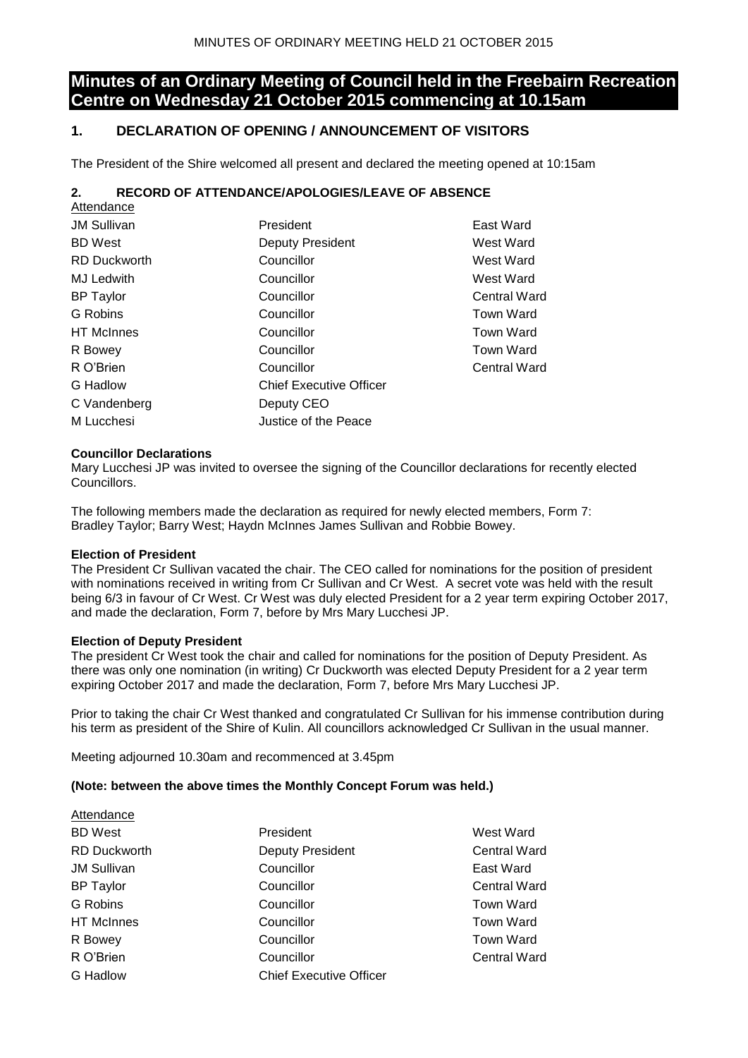# Minutes of an Ordinary Meeting of Council held in the Freebairn Recreation Centre on Wednesday 21 October 2015 commencing at 10.15am

## 1. DECLARATION OF OPENING / ANNOUNCEMENT OF VISITORS

The President of the Shire welcomed all present and declared the meeting opened at 10:15am

## 2. RECORD OF ATTENDANCE/APOLOGIES/LEAVE OF ABSENCE

Attendance

| | | |
|---|---|---|
| JM Sullivan | President | East Ward |
| BD West | Deputy President | West Ward |
| RD Duckworth | Councillor | West Ward |
| MJ Ledwith | Councillor | West Ward |
| BP Taylor | Councillor | Central Ward |
| G Robins | Councillor | Town Ward |
| HT McInnes | Councillor | Town Ward |
| R Bowey | Councillor | Town Ward |
| R O'Brien | Councillor | Central Ward |
| G Hadlow | Chief Executive Officer | |
| C Vandenberg | Deputy CEO | |
| M Lucchesi | Justice of the Peace | |

**Councillor Declarations**

Mary Lucchesi JP was invited to oversee the signing of the Councillor declarations for recently elected Councillors.

The following members made the declaration as required for newly elected members, Form 7: Bradley Taylor; Barry West; Haydn McInnes James Sullivan and Robbie Bowey.

**Election of President**

The President Cr Sullivan vacated the chair. The CEO called for nominations for the position of president with nominations received in writing from Cr Sullivan and Cr West. A secret vote was held with the result being 6/3 in favour of Cr West. Cr West was duly elected President for a 2 year term expiring October 2017, and made the declaration, Form 7, before by Mrs Mary Lucchesi JP.

**Election of Deputy President**

The president Cr West took the chair and called for nominations for the position of Deputy President. As there was only one nomination (in writing) Cr Duckworth was elected Deputy President for a 2 year term expiring October 2017 and made the declaration, Form 7, before Mrs Mary Lucchesi JP.

Prior to taking the chair Cr West thanked and congratulated Cr Sullivan for his immense contribution during his term as president of the Shire of Kulin. All councillors acknowledged Cr Sullivan in the usual manner.

Meeting adjourned 10.30am and recommenced at 3.45pm

**(Note: between the above times the Monthly Concept Forum was held.)**

Attendance

| | | |
|---|---|---|
| BD West | President | West Ward |
| RD Duckworth | Deputy President | Central Ward |
| JM Sullivan | Councillor | East Ward |
| BP Taylor | Councillor | Central Ward |
| G Robins | Councillor | Town Ward |
| HT McInnes | Councillor | Town Ward |
| R Bowey | Councillor | Town Ward |
| R O'Brien | Councillor | Central Ward |
| G Hadlow | Chief Executive Officer | |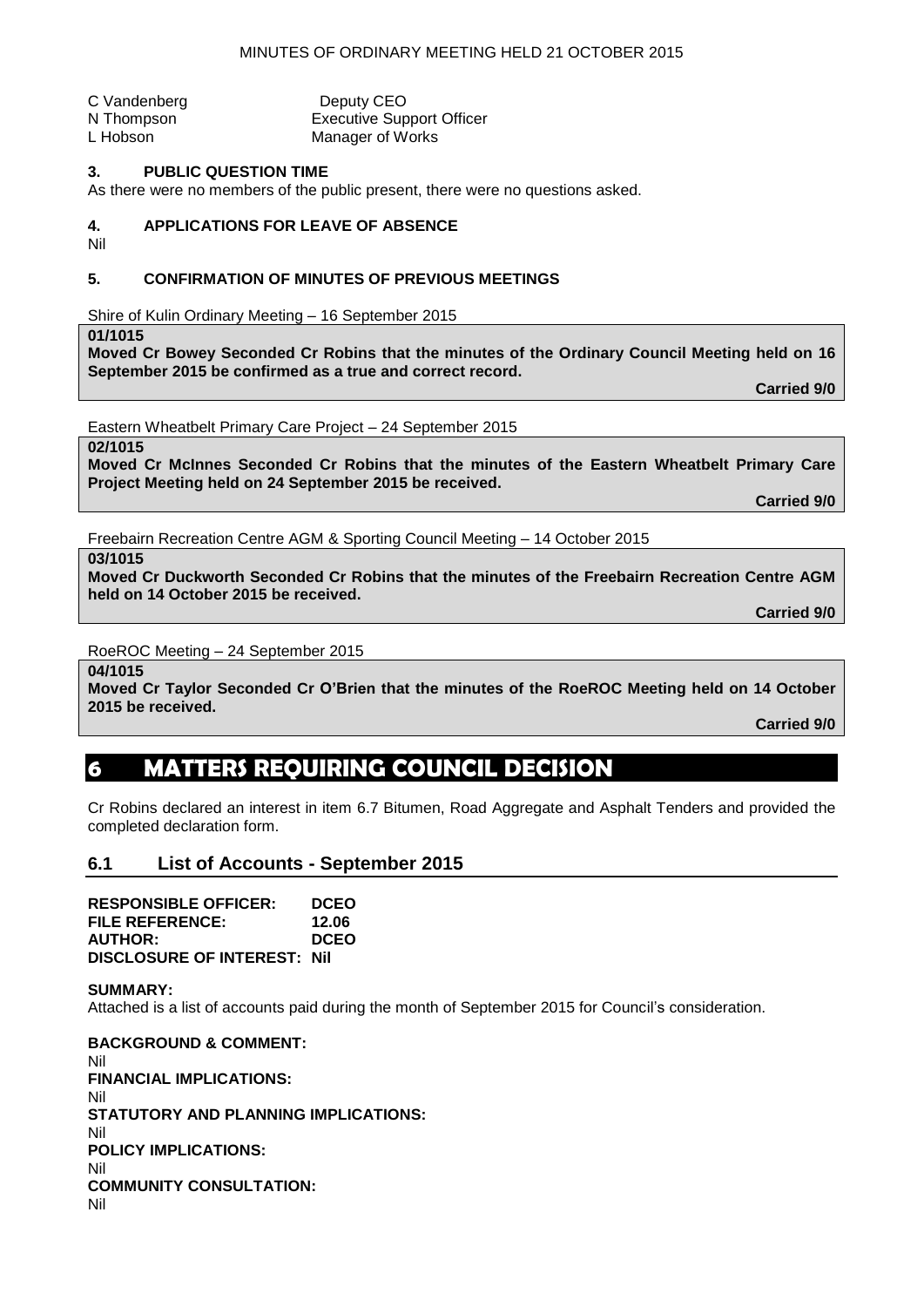| | |
|---|---|
| C Vandenberg | Deputy CEO |
| N Thompson | Executive Support Officer |
| L Hobson | Manager of Works |

### 3. PUBLIC QUESTION TIME

As there were no members of the public present, there were no questions asked.

### 4. APPLICATIONS FOR LEAVE OF ABSENCE

Nil

### 5. CONFIRMATION OF MINUTES OF PREVIOUS MEETINGS

Shire of Kulin Ordinary Meeting – 16 September 2015

**01/1015**

**Moved Cr Bowey Seconded Cr Robins that the minutes of the Ordinary Council Meeting held on 16 September 2015 be confirmed as a true and correct record.**

**Carried 9/0**

Eastern Wheatbelt Primary Care Project – 24 September 2015

**02/1015**

**Moved Cr McInnes Seconded Cr Robins that the minutes of the Eastern Wheatbelt Primary Care Project Meeting held on 24 September 2015 be received.**

**Carried 9/0**

Freebairn Recreation Centre AGM & Sporting Council Meeting – 14 October 2015

**03/1015**

**Moved Cr Duckworth Seconded Cr Robins that the minutes of the Freebairn Recreation Centre AGM held on 14 October 2015 be received.**

**Carried 9/0**

RoeROC Meeting – 24 September 2015

**04/1015**

**Moved Cr Taylor Seconded Cr O'Brien that the minutes of the RoeROC Meeting held on 14 October 2015 be received.**

**Carried 9/0**

# 6 MATTERS REQUIRING COUNCIL DECISION

Cr Robins declared an interest in item 6.7 Bitumen, Road Aggregate and Asphalt Tenders and provided the completed declaration form.

## 6.1 List of Accounts - September 2015

**RESPONSIBLE OFFICER:** DCEO
**FILE REFERENCE:** 12.06
**AUTHOR:** DCEO
**DISCLOSURE OF INTEREST:** Nil

**SUMMARY:**
Attached is a list of accounts paid during the month of September 2015 for Council's consideration.

**BACKGROUND & COMMENT:**
Nil
**FINANCIAL IMPLICATIONS:**
Nil
**STATUTORY AND PLANNING IMPLICATIONS:**
Nil
**POLICY IMPLICATIONS:**
Nil
**COMMUNITY CONSULTATION:**
Nil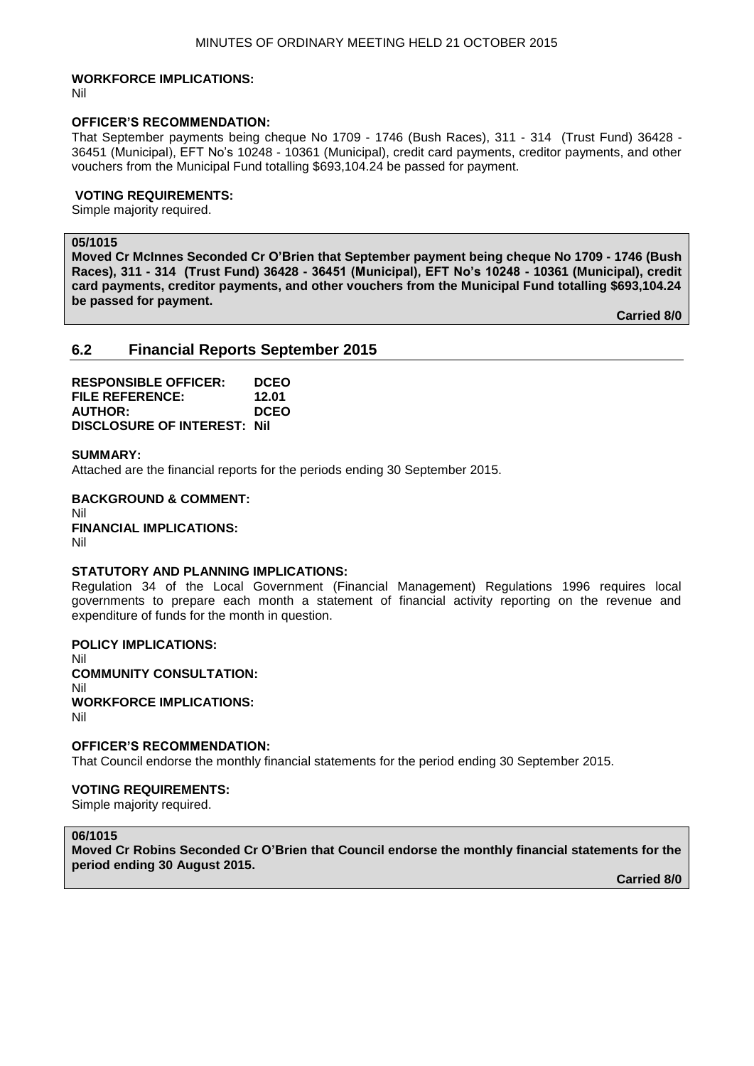**WORKFORCE IMPLICATIONS:**
Nil

**OFFICER'S RECOMMENDATION:**
That September payments being cheque No 1709 - 1746 (Bush Races), 311 - 314 (Trust Fund) 36428 - 36451 (Municipal), EFT No's 10248 - 10361 (Municipal), credit card payments, creditor payments, and other vouchers from the Municipal Fund totalling $693,104.24 be passed for payment.

**VOTING REQUIREMENTS:**
Simple majority required.

**05/1015**
**Moved Cr McInnes Seconded Cr O'Brien that September payment being cheque No 1709 - 1746 (Bush Races), 311 - 314 (Trust Fund) 36428 - 36451 (Municipal), EFT No's 10248 - 10361 (Municipal), credit card payments, creditor payments, and other vouchers from the Municipal Fund totalling $693,104.24 be passed for payment.**

**Carried 8/0**

## 6.2 Financial Reports September 2015

**RESPONSIBLE OFFICER:** **DCEO**
**FILE REFERENCE:** **12.01**
**AUTHOR:** **DCEO**
**DISCLOSURE OF INTEREST: Nil**

**SUMMARY:**
Attached are the financial reports for the periods ending 30 September 2015.

**BACKGROUND & COMMENT:**
Nil
**FINANCIAL IMPLICATIONS:**
Nil

**STATUTORY AND PLANNING IMPLICATIONS:**
Regulation 34 of the Local Government (Financial Management) Regulations 1996 requires local governments to prepare each month a statement of financial activity reporting on the revenue and expenditure of funds for the month in question.

**POLICY IMPLICATIONS:**
Nil
**COMMUNITY CONSULTATION:**
Nil
**WORKFORCE IMPLICATIONS:**
Nil

**OFFICER'S RECOMMENDATION:**
That Council endorse the monthly financial statements for the period ending 30 September 2015.

**VOTING REQUIREMENTS:**
Simple majority required.

**06/1015**
**Moved Cr Robins Seconded Cr O'Brien that Council endorse the monthly financial statements for the period ending 30 August 2015.**

**Carried 8/0**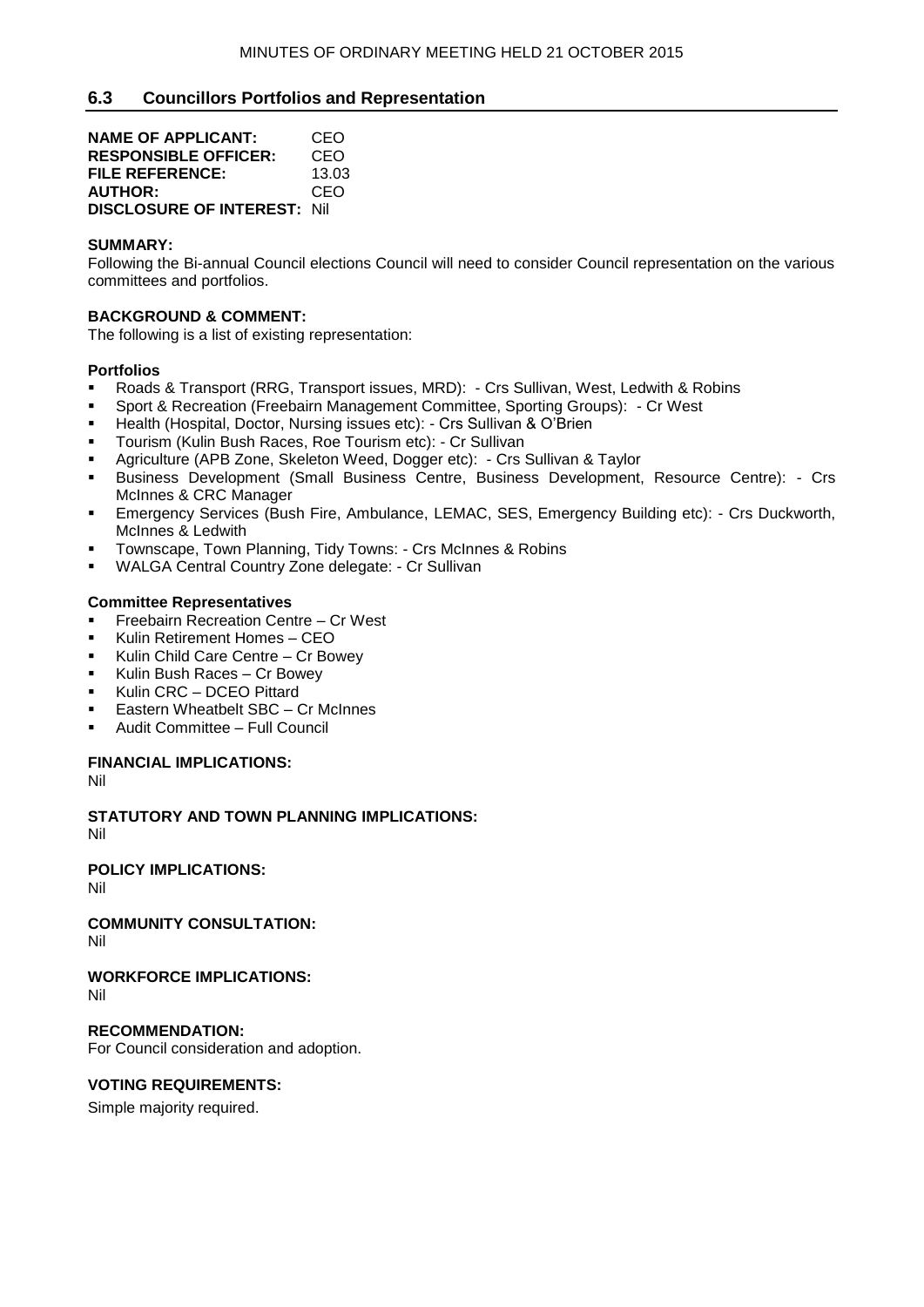## 6.3 Councillors Portfolios and Representation

**NAME OF APPLICANT:** CEO
**RESPONSIBLE OFFICER:** CEO
**FILE REFERENCE:** 13.03
**AUTHOR:** CEO
**DISCLOSURE OF INTEREST:** Nil

**SUMMARY:**
Following the Bi-annual Council elections Council will need to consider Council representation on the various committees and portfolios.

**BACKGROUND & COMMENT:**
The following is a list of existing representation:

**Portfolios**

- Roads & Transport (RRG, Transport issues, MRD): - Crs Sullivan, West, Ledwith & Robins
- Sport & Recreation (Freebairn Management Committee, Sporting Groups): - Cr West
- Health (Hospital, Doctor, Nursing issues etc): - Crs Sullivan & O'Brien
- Tourism (Kulin Bush Races, Roe Tourism etc): - Cr Sullivan
- Agriculture (APB Zone, Skeleton Weed, Dogger etc): - Crs Sullivan & Taylor
- Business Development (Small Business Centre, Business Development, Resource Centre): - Crs McInnes & CRC Manager
- Emergency Services (Bush Fire, Ambulance, LEMAC, SES, Emergency Building etc): - Crs Duckworth, McInnes & Ledwith
- Townscape, Town Planning, Tidy Towns: - Crs McInnes & Robins
- WALGA Central Country Zone delegate: - Cr Sullivan

**Committee Representatives**

- Freebairn Recreation Centre – Cr West
- Kulin Retirement Homes – CEO
- Kulin Child Care Centre – Cr Bowey
- Kulin Bush Races – Cr Bowey
- Kulin CRC – DCEO Pittard
- Eastern Wheatbelt SBC – Cr McInnes
- Audit Committee – Full Council

**FINANCIAL IMPLICATIONS:**
Nil

**STATUTORY AND TOWN PLANNING IMPLICATIONS:**
Nil

**POLICY IMPLICATIONS:**
Nil

**COMMUNITY CONSULTATION:**
Nil

**WORKFORCE IMPLICATIONS:**
Nil

**RECOMMENDATION:**
For Council consideration and adoption.

**VOTING REQUIREMENTS:**
Simple majority required.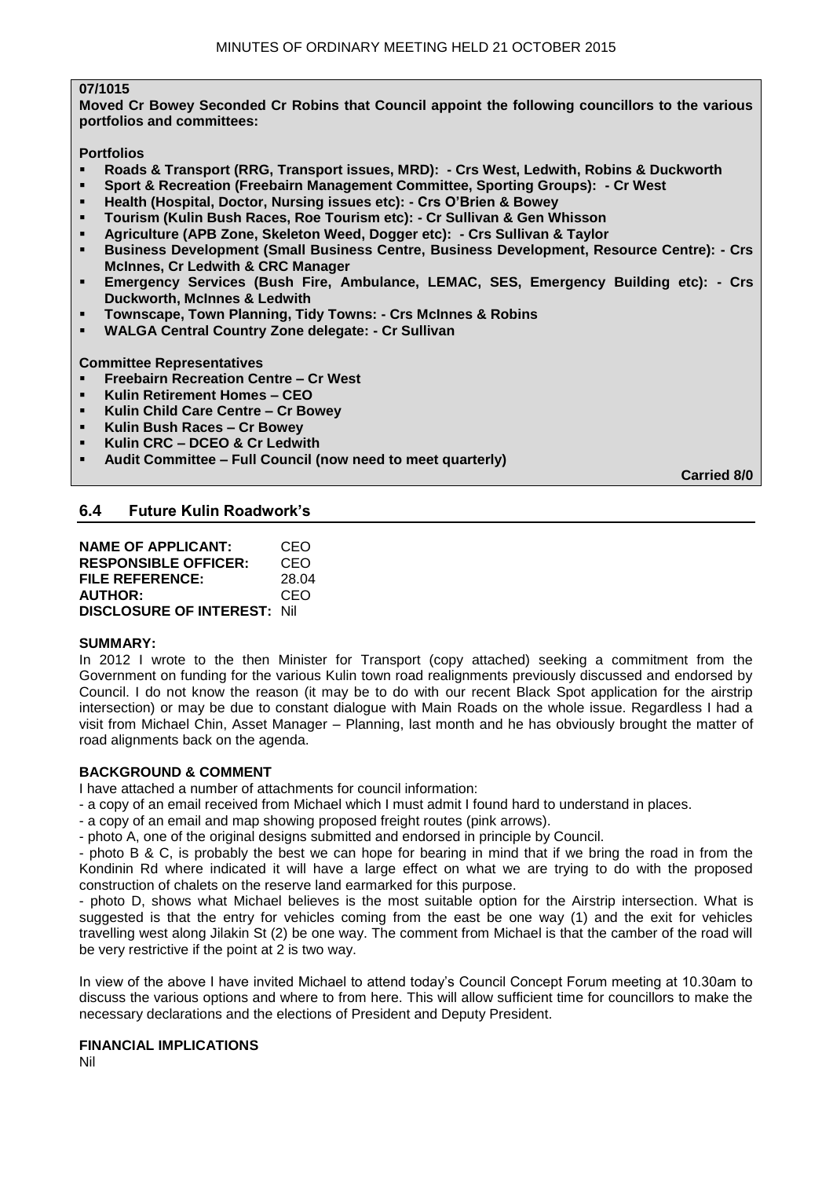**07/1015**

**Moved Cr Bowey Seconded Cr Robins that Council appoint the following councillors to the various portfolios and committees:**

**Portfolios**

- **Roads & Transport (RRG, Transport issues, MRD): - Crs West, Ledwith, Robins & Duckworth**
- **Sport & Recreation (Freebairn Management Committee, Sporting Groups): - Cr West**
- **Health (Hospital, Doctor, Nursing issues etc): - Crs O'Brien & Bowey**
- **Tourism (Kulin Bush Races, Roe Tourism etc): - Cr Sullivan & Gen Whisson**
- **Agriculture (APB Zone, Skeleton Weed, Dogger etc): - Crs Sullivan & Taylor**
- **Business Development (Small Business Centre, Business Development, Resource Centre): - Crs McInnes, Cr Ledwith & CRC Manager**
- **Emergency Services (Bush Fire, Ambulance, LEMAC, SES, Emergency Building etc): - Crs Duckworth, McInnes & Ledwith**
- **Townscape, Town Planning, Tidy Towns: - Crs McInnes & Robins**
- **WALGA Central Country Zone delegate: - Cr Sullivan**

**Committee Representatives**

- **Freebairn Recreation Centre – Cr West**
- **Kulin Retirement Homes – CEO**
- **Kulin Child Care Centre – Cr Bowey**
- **Kulin Bush Races – Cr Bowey**
- **Kulin CRC – DCEO & Cr Ledwith**
- **Audit Committee – Full Council (now need to meet quarterly)**

**Carried 8/0**

## 6.4 Future Kulin Roadwork's

**NAME OF APPLICANT:** CEO
**RESPONSIBLE OFFICER:** CEO
**FILE REFERENCE:** 28.04
**AUTHOR:** CEO
**DISCLOSURE OF INTEREST:** Nil

**SUMMARY:**

In 2012 I wrote to the then Minister for Transport (copy attached) seeking a commitment from the Government on funding for the various Kulin town road realignments previously discussed and endorsed by Council. I do not know the reason (it may be to do with our recent Black Spot application for the airstrip intersection) or may be due to constant dialogue with Main Roads on the whole issue. Regardless I had a visit from Michael Chin, Asset Manager – Planning, last month and he has obviously brought the matter of road alignments back on the agenda.

**BACKGROUND & COMMENT**

I have attached a number of attachments for council information:

- a copy of an email received from Michael which I must admit I found hard to understand in places.
- a copy of an email and map showing proposed freight routes (pink arrows).
- photo A, one of the original designs submitted and endorsed in principle by Council.
- photo B & C, is probably the best we can hope for bearing in mind that if we bring the road in from the Kondinin Rd where indicated it will have a large effect on what we are trying to do with the proposed construction of chalets on the reserve land earmarked for this purpose.
- photo D, shows what Michael believes is the most suitable option for the Airstrip intersection. What is suggested is that the entry for vehicles coming from the east be one way (1) and the exit for vehicles travelling west along Jilakin St (2) be one way. The comment from Michael is that the camber of the road will be very restrictive if the point at 2 is two way.

In view of the above I have invited Michael to attend today's Council Concept Forum meeting at 10.30am to discuss the various options and where to from here. This will allow sufficient time for councillors to make the necessary declarations and the elections of President and Deputy President.

**FINANCIAL IMPLICATIONS**

Nil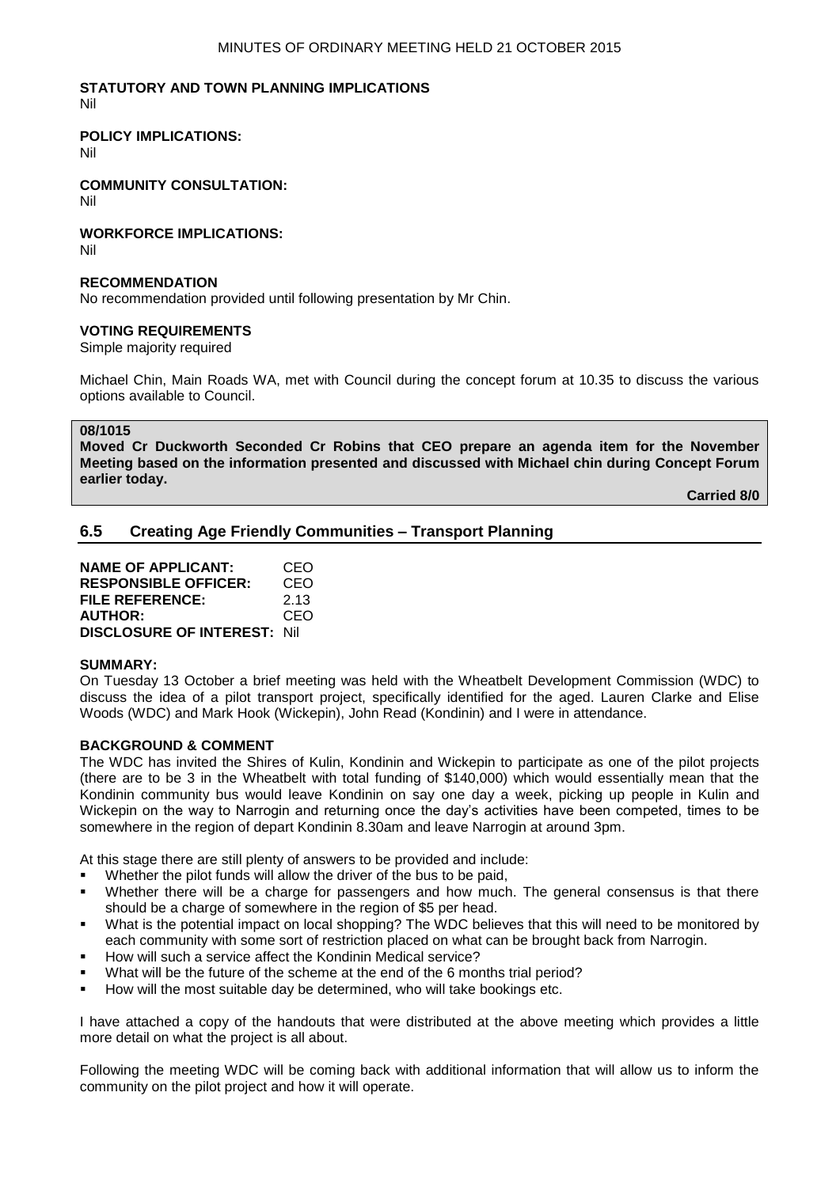**STATUTORY AND TOWN PLANNING IMPLICATIONS**
Nil

**POLICY IMPLICATIONS:**
Nil

**COMMUNITY CONSULTATION:**
Nil

**WORKFORCE IMPLICATIONS:**
Nil

**RECOMMENDATION**
No recommendation provided until following presentation by Mr Chin.

**VOTING REQUIREMENTS**
Simple majority required

Michael Chin, Main Roads WA, met with Council during the concept forum at 10.35 to discuss the various options available to Council.

**08/1015**
**Moved Cr Duckworth Seconded Cr Robins that CEO prepare an agenda item for the November Meeting based on the information presented and discussed with Michael chin during Concept Forum earlier today.**

**Carried 8/0**

## 6.5 Creating Age Friendly Communities – Transport Planning

**NAME OF APPLICANT:** CEO
**RESPONSIBLE OFFICER:** CEO
**FILE REFERENCE:** 2.13
**AUTHOR:** CEO
**DISCLOSURE OF INTEREST:** Nil

**SUMMARY:**
On Tuesday 13 October a brief meeting was held with the Wheatbelt Development Commission (WDC) to discuss the idea of a pilot transport project, specifically identified for the aged. Lauren Clarke and Elise Woods (WDC) and Mark Hook (Wickepin), John Read (Kondinin) and I were in attendance.

**BACKGROUND & COMMENT**
The WDC has invited the Shires of Kulin, Kondinin and Wickepin to participate as one of the pilot projects (there are to be 3 in the Wheatbelt with total funding of $140,000) which would essentially mean that the Kondinin community bus would leave Kondinin on say one day a week, picking up people in Kulin and Wickepin on the way to Narrogin and returning once the day's activities have been competed, times to be somewhere in the region of depart Kondinin 8.30am and leave Narrogin at around 3pm.

At this stage there are still plenty of answers to be provided and include:

- Whether the pilot funds will allow the driver of the bus to be paid,
- Whether there will be a charge for passengers and how much. The general consensus is that there should be a charge of somewhere in the region of $5 per head.
- What is the potential impact on local shopping? The WDC believes that this will need to be monitored by each community with some sort of restriction placed on what can be brought back from Narrogin.
- How will such a service affect the Kondinin Medical service?
- What will be the future of the scheme at the end of the 6 months trial period?
- How will the most suitable day be determined, who will take bookings etc.

I have attached a copy of the handouts that were distributed at the above meeting which provides a little more detail on what the project is all about.

Following the meeting WDC will be coming back with additional information that will allow us to inform the community on the pilot project and how it will operate.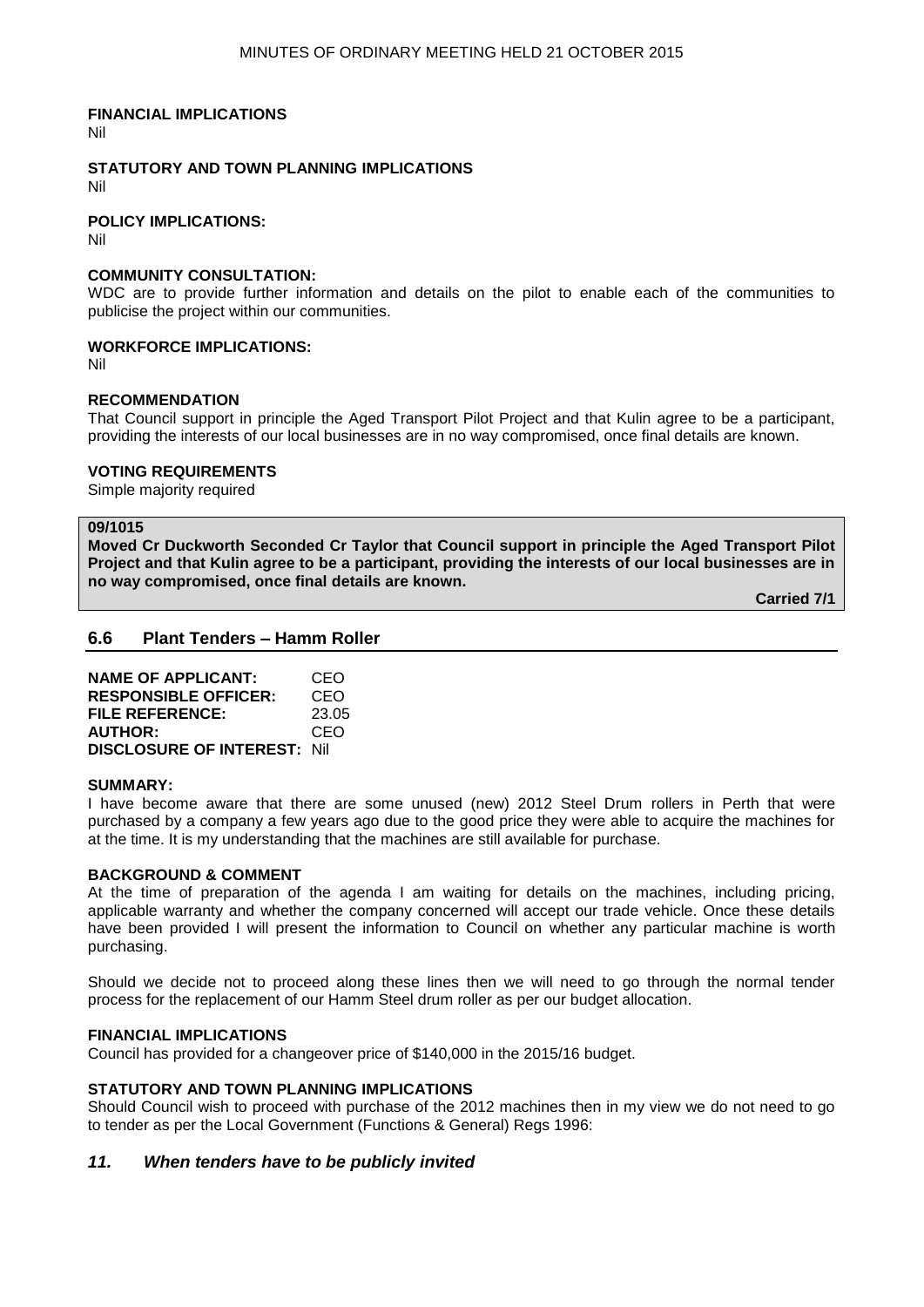**FINANCIAL IMPLICATIONS**
Nil

**STATUTORY AND TOWN PLANNING IMPLICATIONS**
Nil

**POLICY IMPLICATIONS:**
Nil

**COMMUNITY CONSULTATION:**
WDC are to provide further information and details on the pilot to enable each of the communities to publicise the project within our communities.

**WORKFORCE IMPLICATIONS:**
Nil

**RECOMMENDATION**
That Council support in principle the Aged Transport Pilot Project and that Kulin agree to be a participant, providing the interests of our local businesses are in no way compromised, once final details are known.

**VOTING REQUIREMENTS**
Simple majority required

**09/1015**
**Moved Cr Duckworth Seconded Cr Taylor that Council support in principle the Aged Transport Pilot Project and that Kulin agree to be a participant, providing the interests of our local businesses are in no way compromised, once final details are known.**

**Carried 7/1**

## 6.6 Plant Tenders – Hamm Roller

| | |
|---|---|
| **NAME OF APPLICANT:** | CEO |
| **RESPONSIBLE OFFICER:** | CEO |
| **FILE REFERENCE:** | 23.05 |
| **AUTHOR:** | CEO |
| **DISCLOSURE OF INTEREST:** | Nil |

**SUMMARY:**
I have become aware that there are some unused (new) 2012 Steel Drum rollers in Perth that were purchased by a company a few years ago due to the good price they were able to acquire the machines for at the time. It is my understanding that the machines are still available for purchase.

**BACKGROUND & COMMENT**
At the time of preparation of the agenda I am waiting for details on the machines, including pricing, applicable warranty and whether the company concerned will accept our trade vehicle. Once these details have been provided I will present the information to Council on whether any particular machine is worth purchasing.

Should we decide not to proceed along these lines then we will need to go through the normal tender process for the replacement of our Hamm Steel drum roller as per our budget allocation.

**FINANCIAL IMPLICATIONS**
Council has provided for a changeover price of $140,000 in the 2015/16 budget.

**STATUTORY AND TOWN PLANNING IMPLICATIONS**
Should Council wish to proceed with purchase of the 2012 machines then in my view we do not need to go to tender as per the Local Government (Functions & General) Regs 1996:

### *11. When tenders have to be publicly invited*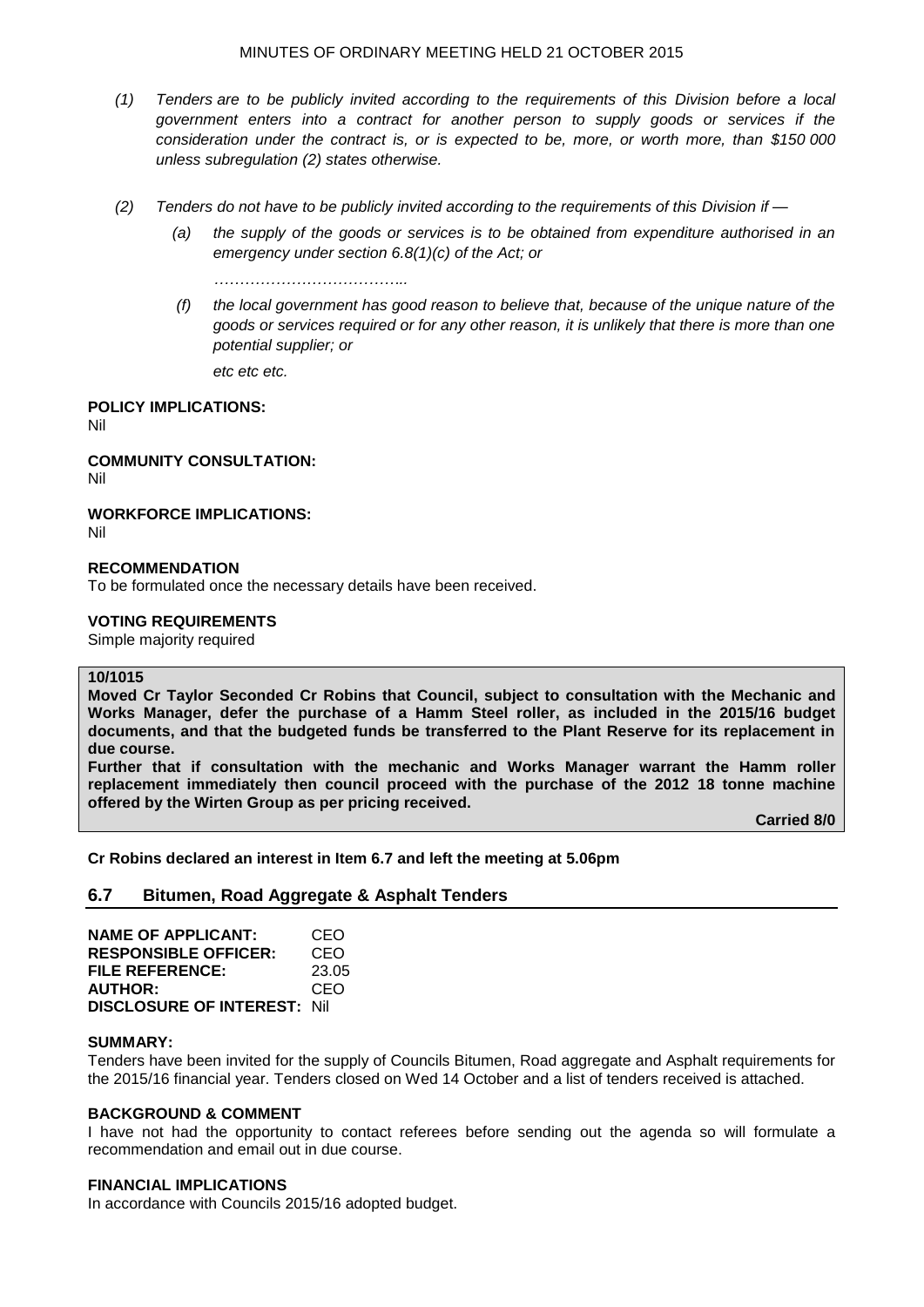*(1) Tenders are to be publicly invited according to the requirements of this Division before a local government enters into a contract for another person to supply goods or services if the consideration under the contract is, or is expected to be, more, or worth more, than $150 000 unless subregulation (2) states otherwise.*

*(2) Tenders do not have to be publicly invited according to the requirements of this Division if —*

*(a) the supply of the goods or services is to be obtained from expenditure authorised in an emergency under section 6.8(1)(c) of the Act; or*

*………………………………..*

*(f) the local government has good reason to believe that, because of the unique nature of the goods or services required or for any other reason, it is unlikely that there is more than one potential supplier; or*

*etc etc etc.*

**POLICY IMPLICATIONS:**
Nil

**COMMUNITY CONSULTATION:**
Nil

**WORKFORCE IMPLICATIONS:**
Nil

**RECOMMENDATION**
To be formulated once the necessary details have been received.

**VOTING REQUIREMENTS**
Simple majority required

**10/1015**
**Moved Cr Taylor Seconded Cr Robins that Council, subject to consultation with the Mechanic and Works Manager, defer the purchase of a Hamm Steel roller, as included in the 2015/16 budget documents, and that the budgeted funds be transferred to the Plant Reserve for its replacement in due course.**
**Further that if consultation with the mechanic and Works Manager warrant the Hamm roller replacement immediately then council proceed with the purchase of the 2012 18 tonne machine offered by the Wirten Group as per pricing received.**

**Carried 8/0**

**Cr Robins declared an interest in Item 6.7 and left the meeting at 5.06pm**

## 6.7 Bitumen, Road Aggregate & Asphalt Tenders

**NAME OF APPLICANT:** CEO
**RESPONSIBLE OFFICER:** CEO
**FILE REFERENCE:** 23.05
**AUTHOR:** CEO
**DISCLOSURE OF INTEREST:** Nil

**SUMMARY:**
Tenders have been invited for the supply of Councils Bitumen, Road aggregate and Asphalt requirements for the 2015/16 financial year. Tenders closed on Wed 14 October and a list of tenders received is attached.

**BACKGROUND & COMMENT**
I have not had the opportunity to contact referees before sending out the agenda so will formulate a recommendation and email out in due course.

**FINANCIAL IMPLICATIONS**
In accordance with Councils 2015/16 adopted budget.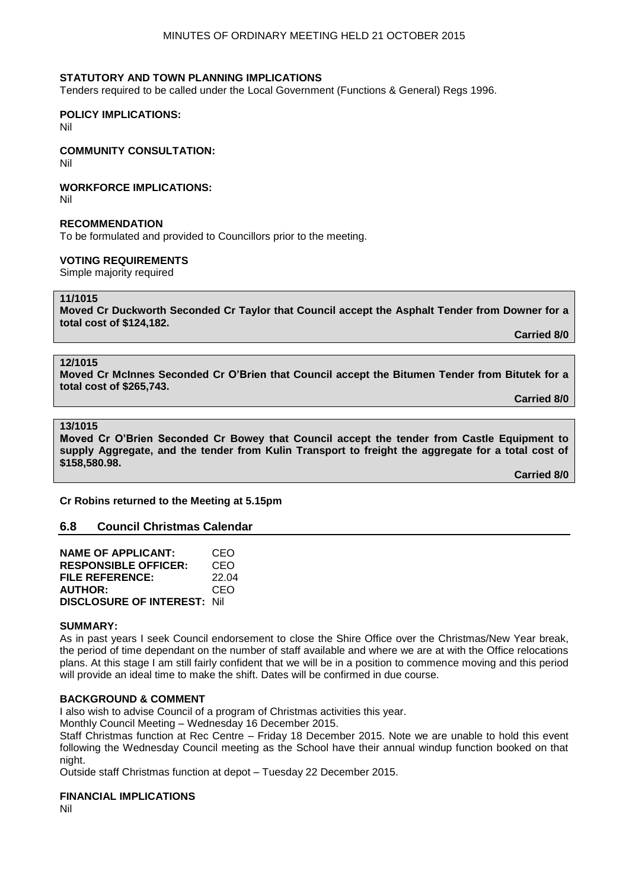**STATUTORY AND TOWN PLANNING IMPLICATIONS**
Tenders required to be called under the Local Government (Functions & General) Regs 1996.

**POLICY IMPLICATIONS:**
Nil

**COMMUNITY CONSULTATION:**
Nil

**WORKFORCE IMPLICATIONS:**
Nil

**RECOMMENDATION**
To be formulated and provided to Councillors prior to the meeting.

**VOTING REQUIREMENTS**
Simple majority required

**11/1015**
**Moved Cr Duckworth Seconded Cr Taylor that Council accept the Asphalt Tender from Downer for a total cost of $124,182.**

**Carried 8/0**

**12/1015**
**Moved Cr McInnes Seconded Cr O'Brien that Council accept the Bitumen Tender from Bitutek for a total cost of $265,743.**

**Carried 8/0**

**13/1015**
**Moved Cr O'Brien Seconded Cr Bowey that Council accept the tender from Castle Equipment to supply Aggregate, and the tender from Kulin Transport to freight the aggregate for a total cost of $158,580.98.**

**Carried 8/0**

**Cr Robins returned to the Meeting at 5.15pm**

## 6.8 Council Christmas Calendar

**NAME OF APPLICANT:** CEO
**RESPONSIBLE OFFICER:** CEO
**FILE REFERENCE:** 22.04
**AUTHOR:** CEO
**DISCLOSURE OF INTEREST:** Nil

**SUMMARY:**
As in past years I seek Council endorsement to close the Shire Office over the Christmas/New Year break, the period of time dependant on the number of staff available and where we are at with the Office relocations plans. At this stage I am still fairly confident that we will be in a position to commence moving and this period will provide an ideal time to make the shift. Dates will be confirmed in due course.

**BACKGROUND & COMMENT**
I also wish to advise Council of a program of Christmas activities this year.
Monthly Council Meeting – Wednesday 16 December 2015.
Staff Christmas function at Rec Centre – Friday 18 December 2015. Note we are unable to hold this event following the Wednesday Council meeting as the School have their annual windup function booked on that night.
Outside staff Christmas function at depot – Tuesday 22 December 2015.

**FINANCIAL IMPLICATIONS**
Nil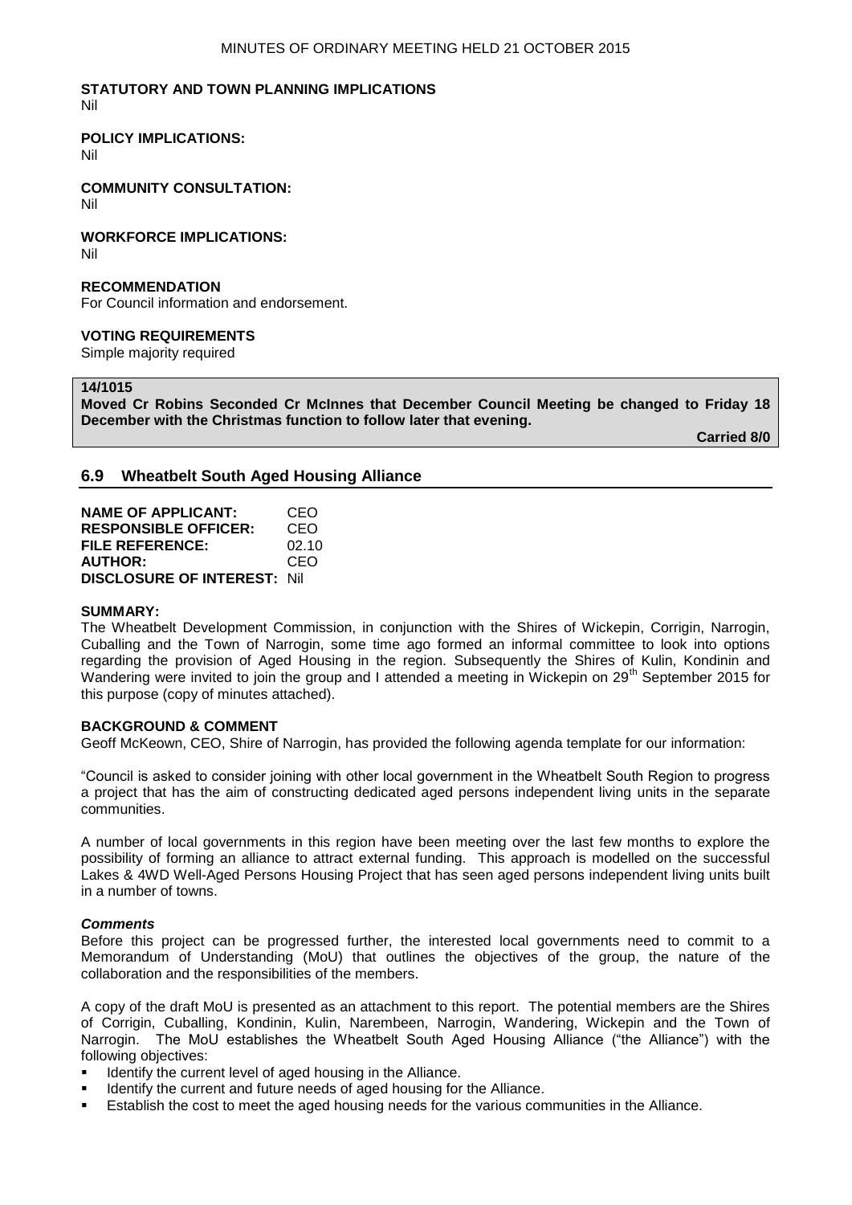**STATUTORY AND TOWN PLANNING IMPLICATIONS**
Nil

**POLICY IMPLICATIONS:**
Nil

**COMMUNITY CONSULTATION:**
Nil

**WORKFORCE IMPLICATIONS:**
Nil

**RECOMMENDATION**
For Council information and endorsement.

**VOTING REQUIREMENTS**
Simple majority required

**14/1015**
**Moved Cr Robins Seconded Cr McInnes that December Council Meeting be changed to Friday 18 December with the Christmas function to follow later that evening.**

**Carried 8/0**

## 6.9 Wheatbelt South Aged Housing Alliance

**NAME OF APPLICANT:** CEO
**RESPONSIBLE OFFICER:** CEO
**FILE REFERENCE:** 02.10
**AUTHOR:** CEO
**DISCLOSURE OF INTEREST:** Nil

**SUMMARY:**
The Wheatbelt Development Commission, in conjunction with the Shires of Wickepin, Corrigin, Narrogin, Cuballing and the Town of Narrogin, some time ago formed an informal committee to look into options regarding the provision of Aged Housing in the region. Subsequently the Shires of Kulin, Kondinin and Wandering were invited to join the group and I attended a meeting in Wickepin on 29th September 2015 for this purpose (copy of minutes attached).

**BACKGROUND & COMMENT**
Geoff McKeown, CEO, Shire of Narrogin, has provided the following agenda template for our information:

"Council is asked to consider joining with other local government in the Wheatbelt South Region to progress a project that has the aim of constructing dedicated aged persons independent living units in the separate communities.

A number of local governments in this region have been meeting over the last few months to explore the possibility of forming an alliance to attract external funding. This approach is modelled on the successful Lakes & 4WD Well-Aged Persons Housing Project that has seen aged persons independent living units built in a number of towns.

***Comments***
Before this project can be progressed further, the interested local governments need to commit to a Memorandum of Understanding (MoU) that outlines the objectives of the group, the nature of the collaboration and the responsibilities of the members.

A copy of the draft MoU is presented as an attachment to this report. The potential members are the Shires of Corrigin, Cuballing, Kondinin, Kulin, Narembeen, Narrogin, Wandering, Wickepin and the Town of Narrogin. The MoU establishes the Wheatbelt South Aged Housing Alliance ("the Alliance") with the following objectives:

- Identify the current level of aged housing in the Alliance.
- Identify the current and future needs of aged housing for the Alliance.
- Establish the cost to meet the aged housing needs for the various communities in the Alliance.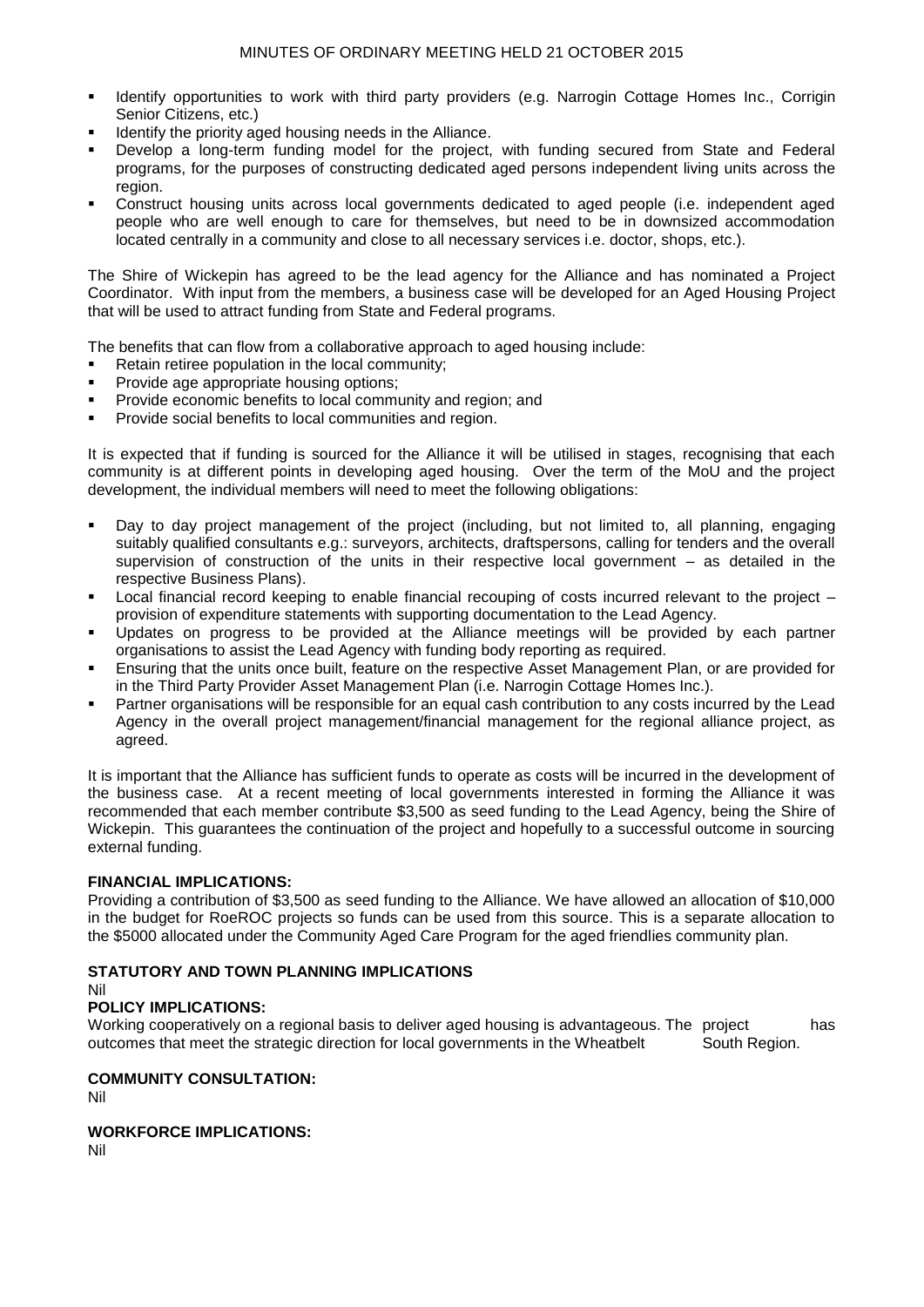- Identify opportunities to work with third party providers (e.g. Narrogin Cottage Homes Inc., Corrigin Senior Citizens, etc.)
- Identify the priority aged housing needs in the Alliance.
- Develop a long-term funding model for the project, with funding secured from State and Federal programs, for the purposes of constructing dedicated aged persons independent living units across the region.
- Construct housing units across local governments dedicated to aged people (i.e. independent aged people who are well enough to care for themselves, but need to be in downsized accommodation located centrally in a community and close to all necessary services i.e. doctor, shops, etc.).

The Shire of Wickepin has agreed to be the lead agency for the Alliance and has nominated a Project Coordinator. With input from the members, a business case will be developed for an Aged Housing Project that will be used to attract funding from State and Federal programs.

The benefits that can flow from a collaborative approach to aged housing include:

- Retain retiree population in the local community;
- Provide age appropriate housing options;
- Provide economic benefits to local community and region; and
- Provide social benefits to local communities and region.

It is expected that if funding is sourced for the Alliance it will be utilised in stages, recognising that each community is at different points in developing aged housing. Over the term of the MoU and the project development, the individual members will need to meet the following obligations:

- Day to day project management of the project (including, but not limited to, all planning, engaging suitably qualified consultants e.g.: surveyors, architects, draftspersons, calling for tenders and the overall supervision of construction of the units in their respective local government – as detailed in the respective Business Plans).
- Local financial record keeping to enable financial recouping of costs incurred relevant to the project – provision of expenditure statements with supporting documentation to the Lead Agency.
- Updates on progress to be provided at the Alliance meetings will be provided by each partner organisations to assist the Lead Agency with funding body reporting as required.
- Ensuring that the units once built, feature on the respective Asset Management Plan, or are provided for in the Third Party Provider Asset Management Plan (i.e. Narrogin Cottage Homes Inc.).
- Partner organisations will be responsible for an equal cash contribution to any costs incurred by the Lead Agency in the overall project management/financial management for the regional alliance project, as agreed.

It is important that the Alliance has sufficient funds to operate as costs will be incurred in the development of the business case. At a recent meeting of local governments interested in forming the Alliance it was recommended that each member contribute $3,500 as seed funding to the Lead Agency, being the Shire of Wickepin. This guarantees the continuation of the project and hopefully to a successful outcome in sourcing external funding.

**FINANCIAL IMPLICATIONS:**
Providing a contribution of $3,500 as seed funding to the Alliance. We have allowed an allocation of $10,000 in the budget for RoeROC projects so funds can be used from this source. This is a separate allocation to the $5000 allocated under the Community Aged Care Program for the aged friendlies community plan.

**STATUTORY AND TOWN PLANNING IMPLICATIONS**
Nil

**POLICY IMPLICATIONS:**
Working cooperatively on a regional basis to deliver aged housing is advantageous. The project has outcomes that meet the strategic direction for local governments in the Wheatbelt South Region.

**COMMUNITY CONSULTATION:**
Nil

**WORKFORCE IMPLICATIONS:**
Nil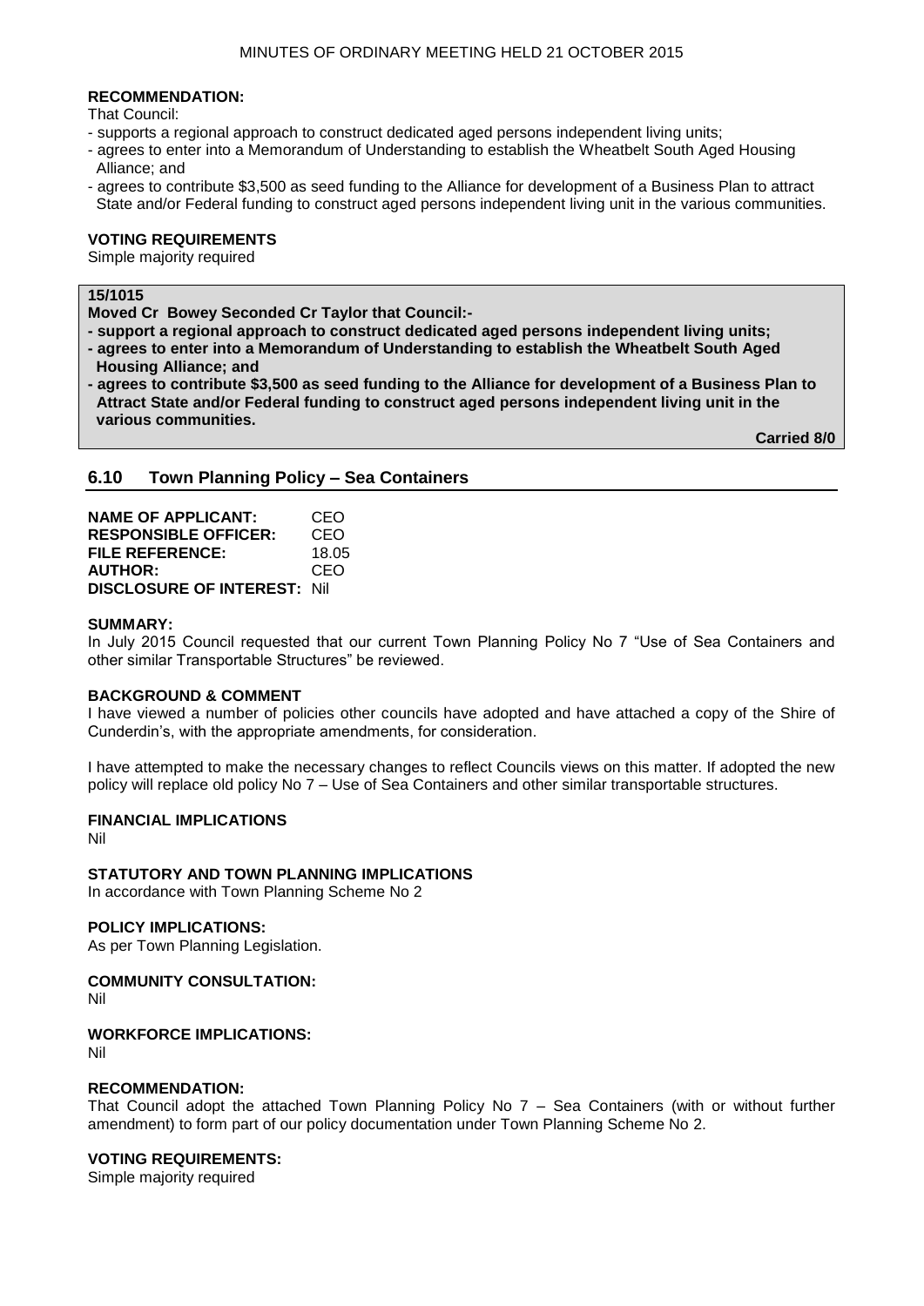**RECOMMENDATION:**

That Council:

- supports a regional approach to construct dedicated aged persons independent living units;
- agrees to enter into a Memorandum of Understanding to establish the Wheatbelt South Aged Housing Alliance; and
- agrees to contribute $3,500 as seed funding to the Alliance for development of a Business Plan to attract State and/or Federal funding to construct aged persons independent living unit in the various communities.

**VOTING REQUIREMENTS**

Simple majority required

**15/1015**

**Moved Cr Bowey Seconded Cr Taylor that Council:-**

- **support a regional approach to construct dedicated aged persons independent living units;**
- **agrees to enter into a Memorandum of Understanding to establish the Wheatbelt South Aged Housing Alliance; and**
- **agrees to contribute $3,500 as seed funding to the Alliance for development of a Business Plan to Attract State and/or Federal funding to construct aged persons independent living unit in the various communities.**

**Carried 8/0**

## 6.10 Town Planning Policy – Sea Containers

| | |
|---|---|
| **NAME OF APPLICANT:** | CEO |
| **RESPONSIBLE OFFICER:** | CEO |
| **FILE REFERENCE:** | 18.05 |
| **AUTHOR:** | CEO |
| **DISCLOSURE OF INTEREST:** | Nil |

**SUMMARY:**

In July 2015 Council requested that our current Town Planning Policy No 7 "Use of Sea Containers and other similar Transportable Structures" be reviewed.

**BACKGROUND & COMMENT**

I have viewed a number of policies other councils have adopted and have attached a copy of the Shire of Cunderdin's, with the appropriate amendments, for consideration.

I have attempted to make the necessary changes to reflect Councils views on this matter. If adopted the new policy will replace old policy No 7 – Use of Sea Containers and other similar transportable structures.

**FINANCIAL IMPLICATIONS**

Nil

**STATUTORY AND TOWN PLANNING IMPLICATIONS**

In accordance with Town Planning Scheme No 2

**POLICY IMPLICATIONS:**

As per Town Planning Legislation.

**COMMUNITY CONSULTATION:**

Nil

**WORKFORCE IMPLICATIONS:**

Nil

**RECOMMENDATION:**

That Council adopt the attached Town Planning Policy No 7 – Sea Containers (with or without further amendment) to form part of our policy documentation under Town Planning Scheme No 2.

**VOTING REQUIREMENTS:**

Simple majority required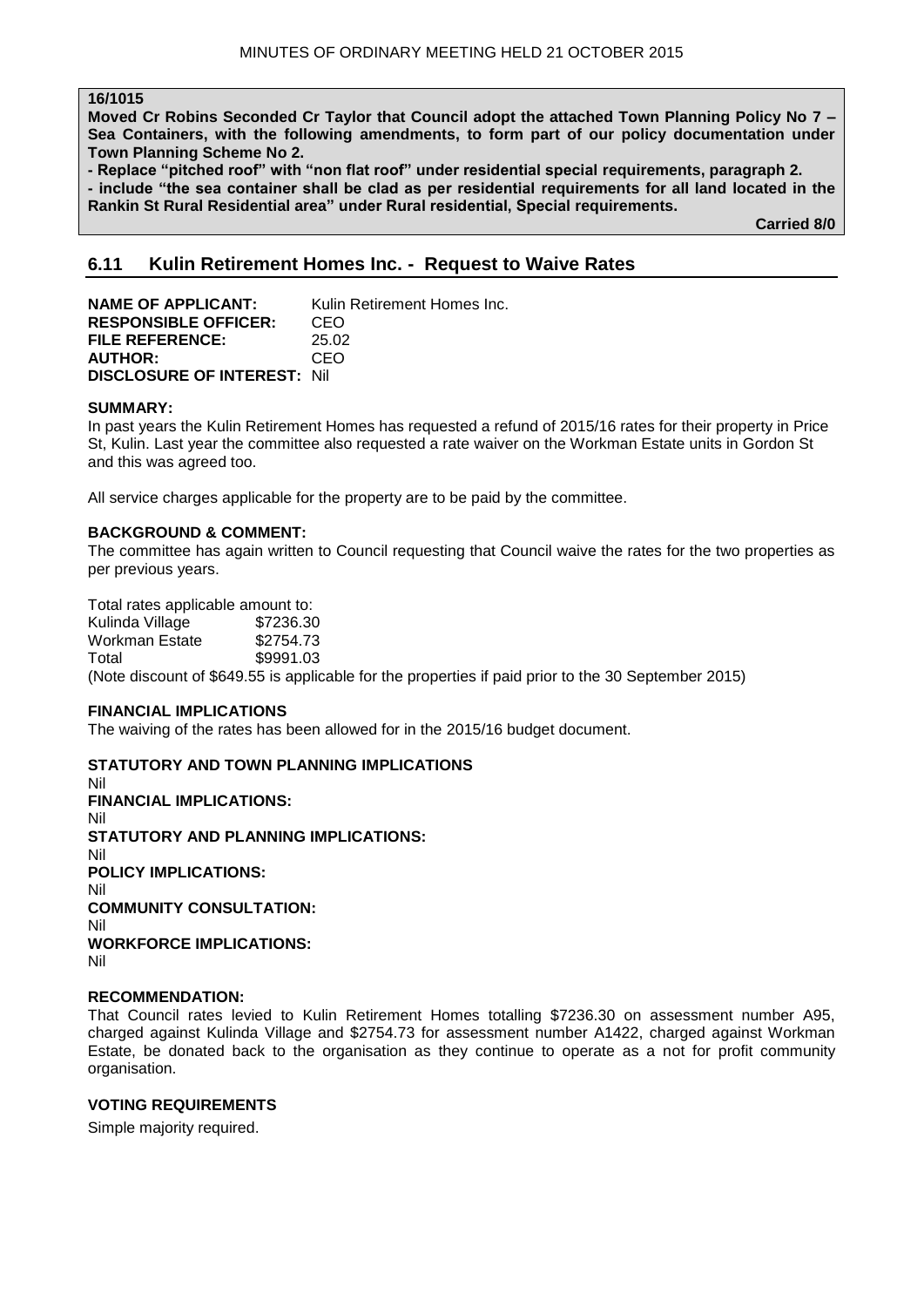**16/1015**

**Moved Cr Robins Seconded Cr Taylor that Council adopt the attached Town Planning Policy No 7 – Sea Containers, with the following amendments, to form part of our policy documentation under Town Planning Scheme No 2.**

**- Replace "pitched roof" with "non flat roof" under residential special requirements, paragraph 2.**

**- include "the sea container shall be clad as per residential requirements for all land located in the Rankin St Rural Residential area" under Rural residential, Special requirements.**

**Carried 8/0**

## 6.11 Kulin Retirement Homes Inc. - Request to Waive Rates

**NAME OF APPLICANT:** Kulin Retirement Homes Inc.
**RESPONSIBLE OFFICER:** CEO
**FILE REFERENCE:** 25.02
**AUTHOR:** CEO
**DISCLOSURE OF INTEREST:** Nil

**SUMMARY:**

In past years the Kulin Retirement Homes has requested a refund of 2015/16 rates for their property in Price St, Kulin. Last year the committee also requested a rate waiver on the Workman Estate units in Gordon St and this was agreed too.

All service charges applicable for the property are to be paid by the committee.

**BACKGROUND & COMMENT:**

The committee has again written to Council requesting that Council waive the rates for the two properties as per previous years.

Total rates applicable amount to:

| | |
|---|---|
| Kulinda Village | \$7236.30 |
| Workman Estate | \$2754.73 |
| Total | \$9991.03 |

(Note discount of \$649.55 is applicable for the properties if paid prior to the 30 September 2015)

**FINANCIAL IMPLICATIONS**

The waiving of the rates has been allowed for in the 2015/16 budget document.

**STATUTORY AND TOWN PLANNING IMPLICATIONS**

Nil

**FINANCIAL IMPLICATIONS:**

Nil

**STATUTORY AND PLANNING IMPLICATIONS:**

Nil

**POLICY IMPLICATIONS:**

Nil

**COMMUNITY CONSULTATION:**

Nil

**WORKFORCE IMPLICATIONS:**

Nil

**RECOMMENDATION:**

That Council rates levied to Kulin Retirement Homes totalling \$7236.30 on assessment number A95, charged against Kulinda Village and \$2754.73 for assessment number A1422, charged against Workman Estate, be donated back to the organisation as they continue to operate as a not for profit community organisation.

**VOTING REQUIREMENTS**

Simple majority required.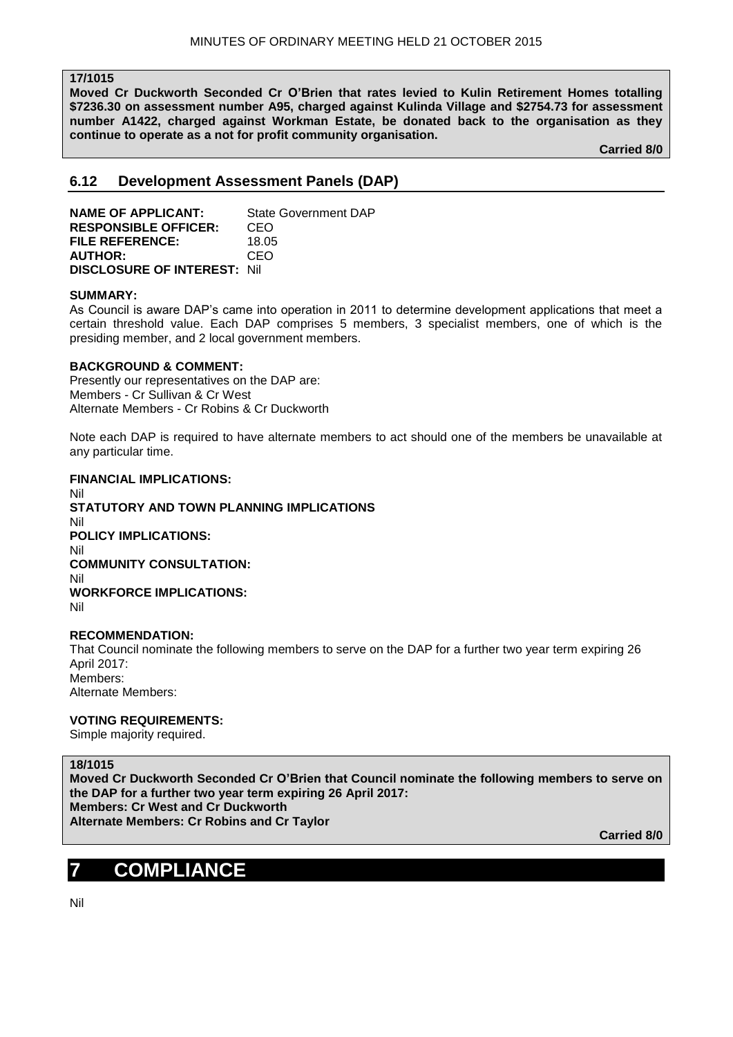**17/1015**

**Moved Cr Duckworth Seconded Cr O'Brien that rates levied to Kulin Retirement Homes totalling $7236.30 on assessment number A95, charged against Kulinda Village and $2754.73 for assessment number A1422, charged against Workman Estate, be donated back to the organisation as they continue to operate as a not for profit community organisation.**

**Carried 8/0**

## 6.12 Development Assessment Panels (DAP)

**NAME OF APPLICANT:** State Government DAP
**RESPONSIBLE OFFICER:** CEO
**FILE REFERENCE:** 18.05
**AUTHOR:** CEO
**DISCLOSURE OF INTEREST:** Nil

**SUMMARY:**
As Council is aware DAP's came into operation in 2011 to determine development applications that meet a certain threshold value. Each DAP comprises 5 members, 3 specialist members, one of which is the presiding member, and 2 local government members.

**BACKGROUND & COMMENT:**
Presently our representatives on the DAP are:
Members - Cr Sullivan & Cr West
Alternate Members - Cr Robins & Cr Duckworth

Note each DAP is required to have alternate members to act should one of the members be unavailable at any particular time.

**FINANCIAL IMPLICATIONS:**
Nil
**STATUTORY AND TOWN PLANNING IMPLICATIONS**
Nil
**POLICY IMPLICATIONS:**
Nil
**COMMUNITY CONSULTATION:**
Nil
**WORKFORCE IMPLICATIONS:**
Nil

**RECOMMENDATION:**
That Council nominate the following members to serve on the DAP for a further two year term expiring 26 April 2017:
Members:
Alternate Members:

**VOTING REQUIREMENTS:**
Simple majority required.

**18/1015**

**Moved Cr Duckworth Seconded Cr O'Brien that Council nominate the following members to serve on the DAP for a further two year term expiring 26 April 2017:**
**Members: Cr West and Cr Duckworth**
**Alternate Members: Cr Robins and Cr Taylor**

**Carried 8/0**

# 7 COMPLIANCE

Nil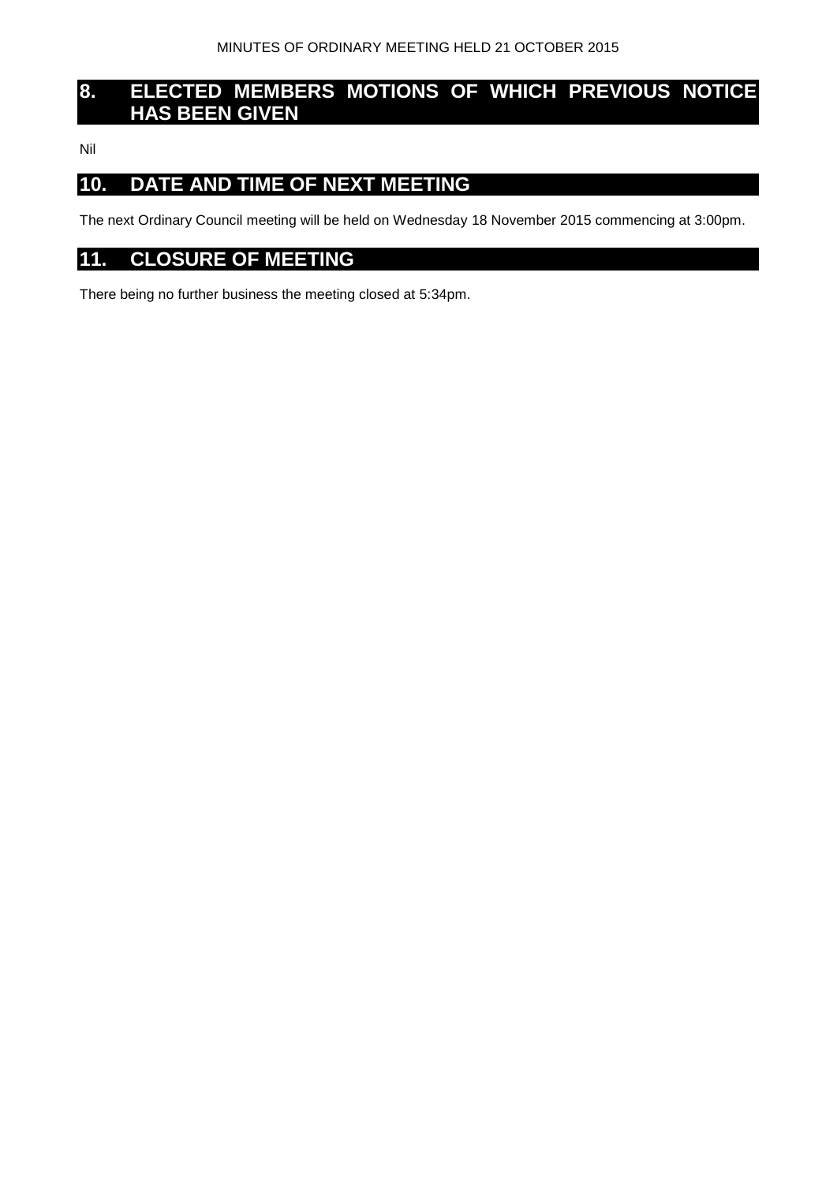## 8. ELECTED MEMBERS MOTIONS OF WHICH PREVIOUS NOTICE HAS BEEN GIVEN

Nil

## 10. DATE AND TIME OF NEXT MEETING

The next Ordinary Council meeting will be held on Wednesday 18 November 2015 commencing at 3:00pm.

## 11. CLOSURE OF MEETING

There being no further business the meeting closed at 5:34pm.